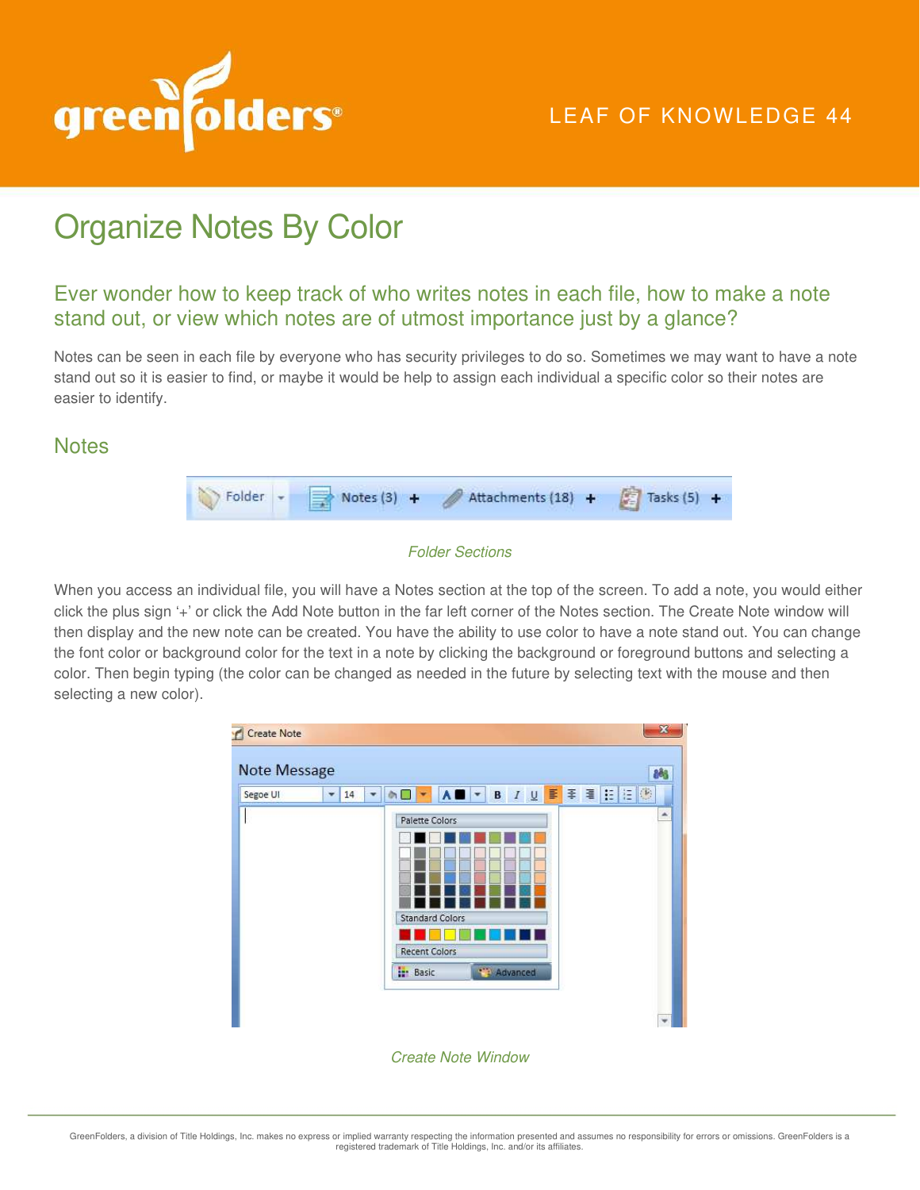LEAF OF KNOWLEDGE 44

# Organize Notes By Color

## Ever wonder how to keep track of who writes notes in each file, how to make a note stand out, or view which notes are of utmost importance just by a glance?

Notes can be seen in each file by everyone who has security privileges to do so. Sometimes we may want to have a note stand out so it is easier to find, or maybe it would be help to assign each individual a specific color so their notes are easier to identify.

## Notes

*Folder Sections*

When you access an individual file, you will have a Notes section at the top of the screen. To add a note, you would either click the plus sign '+' or click the Add Note button in the far left corner of the Notes section. The Create Note window will then display and the new note can be created. You have the ability to use color to have a note stand out. You can change the font color or background color for the text in a note by clicking the background or foreground buttons and selecting a color. Then begin typing (the color can be changed as needed in the future by selecting text with the mouse and then selecting a new color).

*Create Note Window*

GreenFolders, a division of Title Holdings, Inc. makes no express or implied warranty respecting the information presented and assumes no responsibility for errors or omissions. GreenFolders is a registered trademark of Title Holdings, Inc. and/or its affiliates.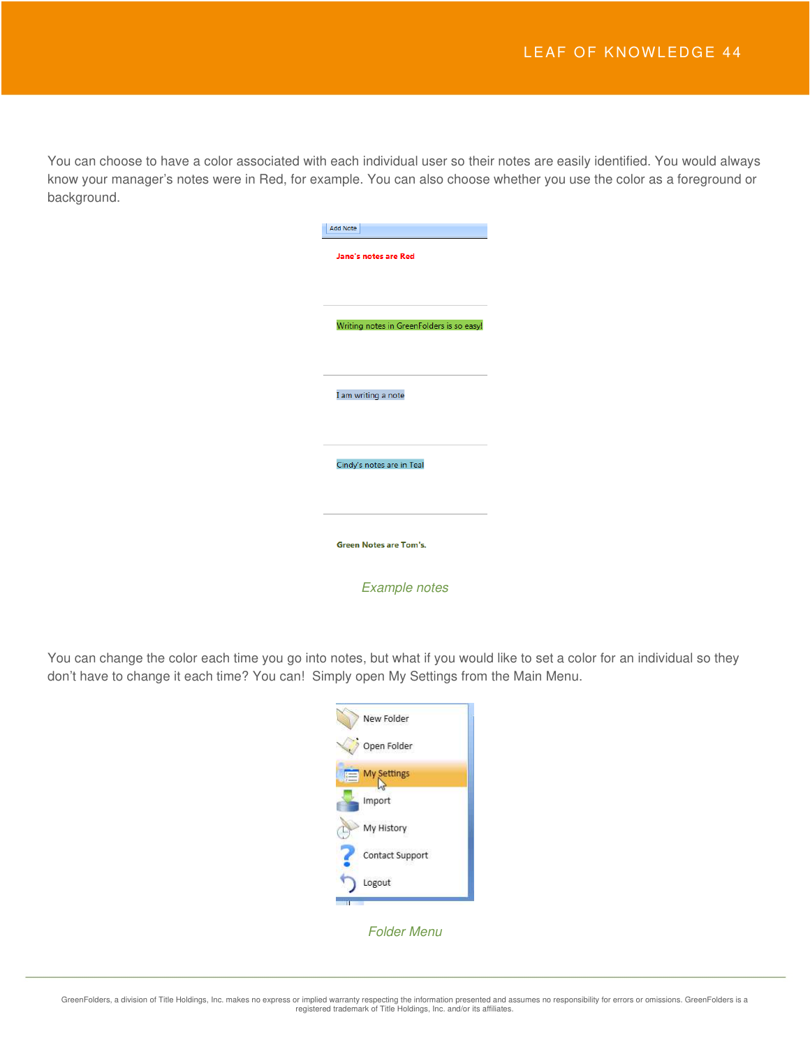You can choose to have a color associated with each individual user so their notes are easily identified. You would always know your manager's notes were in Red, for example. You can also choose whether you use the color as a foreground or background.

Add Note

Jane's notes are Red

Writing notes in GreenFolders is so easy!

I am writing a note

Cindy's notes are in Teal

Green Notes are Tom's.

*Example notes*

You can change the color each time you go into notes, but what if you would like to set a color for an individual so they don't have to change it each time? You can! Simply open My Settings from the Main Menu.

- New Folder
- Open Folder
- My Settings
- Import
- My History
- Contact Support
- Logout

*Folder Menu*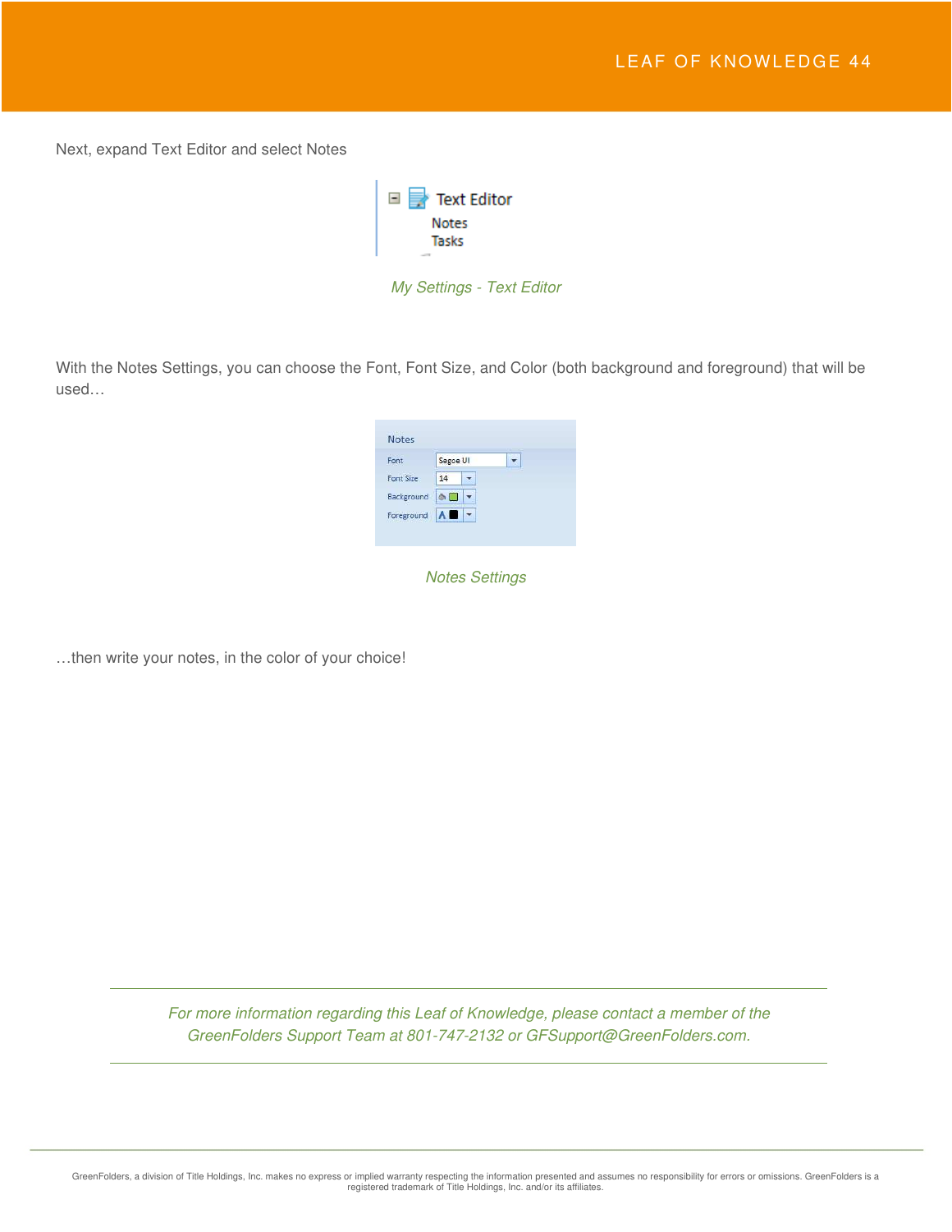Next, expand Text Editor and select Notes

*My Settings - Text Editor*

With the Notes Settings, you can choose the Font, Font Size, and Color (both background and foreground) that will be used…

*Notes Settings*

…then write your notes, in the color of your choice!

---

*For more information regarding this Leaf of Knowledge, please contact a member of the GreenFolders Support Team at 801-747-2132 or GFSupport@GreenFolders.com.*

---

GreenFolders, a division of Title Holdings, Inc. makes no express or implied warranty respecting the information presented and assumes no responsibility for errors or omissions. GreenFolders is a registered trademark of Title Holdings, Inc. and/or its affiliates.